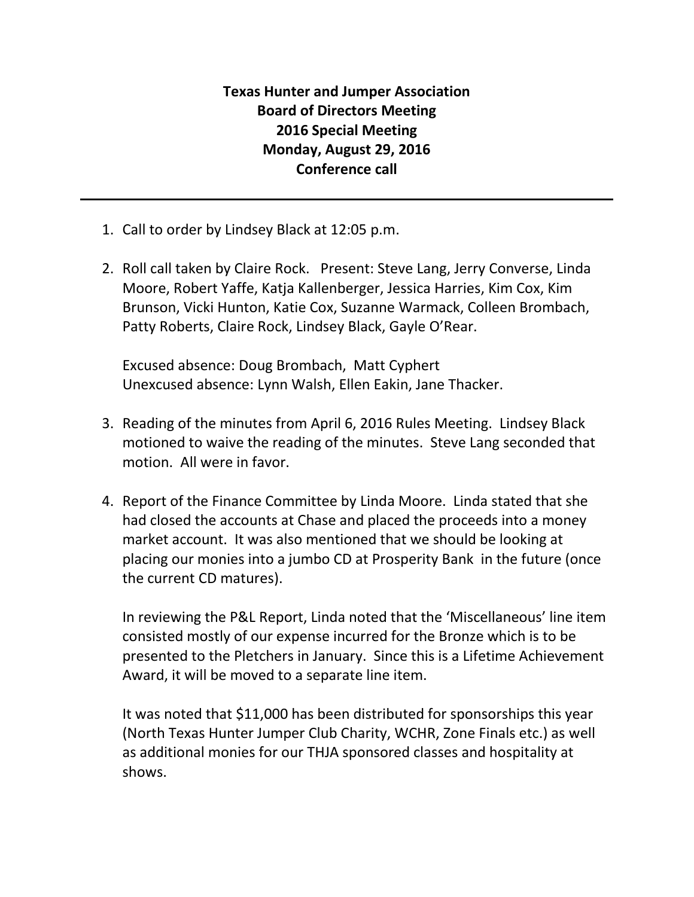**Texas Hunter and Jumper Association**
**Board of Directors Meeting**
**2016 Special Meeting**
**Monday, August 29, 2016**
**Conference call**

---

1. Call to order by Lindsey Black at 12:05 p.m.

2. Roll call taken by Claire Rock. Present: Steve Lang, Jerry Converse, Linda Moore, Robert Yaffe, Katja Kallenberger, Jessica Harries, Kim Cox, Kim Brunson, Vicki Hunton, Katie Cox, Suzanne Warmack, Colleen Brombach, Patty Roberts, Claire Rock, Lindsey Black, Gayle O'Rear.

   Excused absence: Doug Brombach, Matt Cyphert
   Unexcused absence: Lynn Walsh, Ellen Eakin, Jane Thacker.

3. Reading of the minutes from April 6, 2016 Rules Meeting. Lindsey Black motioned to waive the reading of the minutes. Steve Lang seconded that motion. All were in favor.

4. Report of the Finance Committee by Linda Moore. Linda stated that she had closed the accounts at Chase and placed the proceeds into a money market account. It was also mentioned that we should be looking at placing our monies into a jumbo CD at Prosperity Bank in the future (once the current CD matures).

   In reviewing the P&L Report, Linda noted that the 'Miscellaneous' line item consisted mostly of our expense incurred for the Bronze which is to be presented to the Pletchers in January. Since this is a Lifetime Achievement Award, it will be moved to a separate line item.

   It was noted that $11,000 has been distributed for sponsorships this year (North Texas Hunter Jumper Club Charity, WCHR, Zone Finals etc.) as well as additional monies for our THJA sponsored classes and hospitality at shows.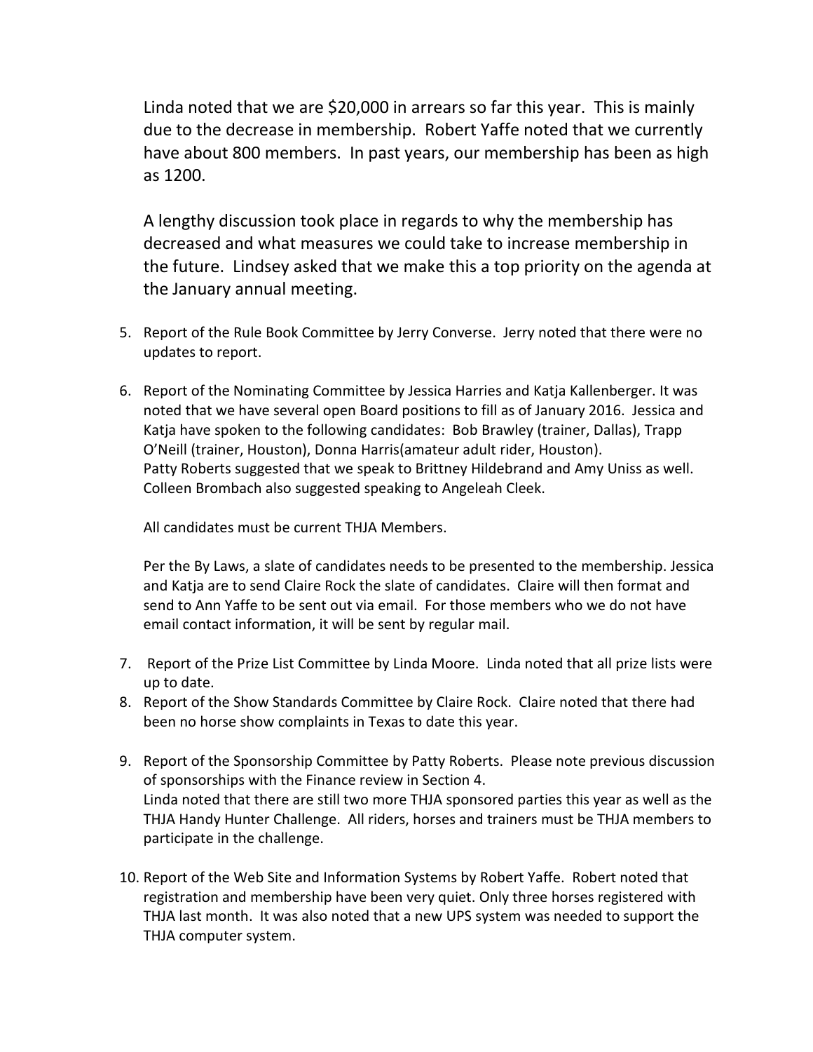Linda noted that we are $20,000 in arrears so far this year. This is mainly due to the decrease in membership. Robert Yaffe noted that we currently have about 800 members. In past years, our membership has been as high as 1200.

A lengthy discussion took place in regards to why the membership has decreased and what measures we could take to increase membership in the future. Lindsey asked that we make this a top priority on the agenda at the January annual meeting.

5. Report of the Rule Book Committee by Jerry Converse. Jerry noted that there were no updates to report.

6. Report of the Nominating Committee by Jessica Harries and Katja Kallenberger. It was noted that we have several open Board positions to fill as of January 2016. Jessica and Katja have spoken to the following candidates: Bob Brawley (trainer, Dallas), Trapp O'Neill (trainer, Houston), Donna Harris(amateur adult rider, Houston). Patty Roberts suggested that we speak to Brittney Hildebrand and Amy Uniss as well. Colleen Brombach also suggested speaking to Angeleah Cleek.

   All candidates must be current THJA Members.

   Per the By Laws, a slate of candidates needs to be presented to the membership. Jessica and Katja are to send Claire Rock the slate of candidates. Claire will then format and send to Ann Yaffe to be sent out via email. For those members who we do not have email contact information, it will be sent by regular mail.

7. Report of the Prize List Committee by Linda Moore. Linda noted that all prize lists were up to date.
8. Report of the Show Standards Committee by Claire Rock. Claire noted that there had been no horse show complaints in Texas to date this year.

9. Report of the Sponsorship Committee by Patty Roberts. Please note previous discussion of sponsorships with the Finance review in Section 4.
   Linda noted that there are still two more THJA sponsored parties this year as well as the THJA Handy Hunter Challenge. All riders, horses and trainers must be THJA members to participate in the challenge.

10. Report of the Web Site and Information Systems by Robert Yaffe. Robert noted that registration and membership have been very quiet. Only three horses registered with THJA last month. It was also noted that a new UPS system was needed to support the THJA computer system.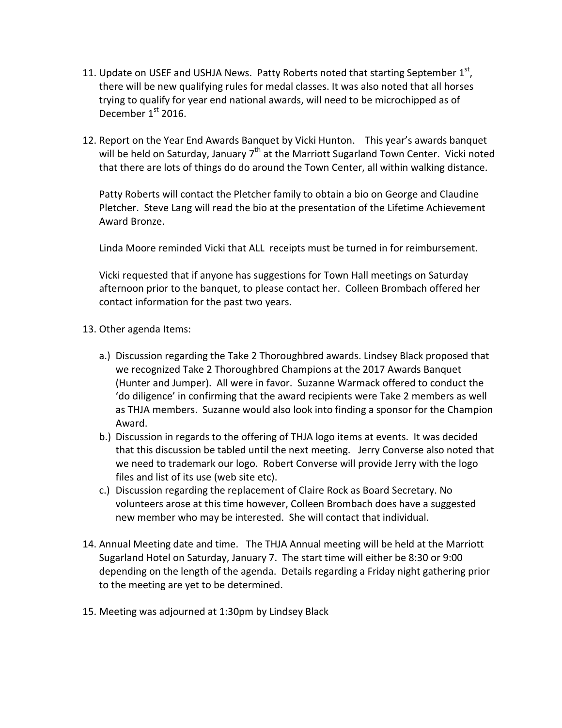11. Update on USEF and USHJA News. Patty Roberts noted that starting September 1st, there will be new qualifying rules for medal classes. It was also noted that all horses trying to qualify for year end national awards, will need to be microchipped as of December 1st 2016.

12. Report on the Year End Awards Banquet by Vicki Hunton. This year's awards banquet will be held on Saturday, January 7th at the Marriott Sugarland Town Center. Vicki noted that there are lots of things do do around the Town Center, all within walking distance.

    Patty Roberts will contact the Pletcher family to obtain a bio on George and Claudine Pletcher. Steve Lang will read the bio at the presentation of the Lifetime Achievement Award Bronze.

    Linda Moore reminded Vicki that ALL receipts must be turned in for reimbursement.

    Vicki requested that if anyone has suggestions for Town Hall meetings on Saturday afternoon prior to the banquet, to please contact her. Colleen Brombach offered her contact information for the past two years.

13. Other agenda Items:

    a.) Discussion regarding the Take 2 Thoroughbred awards. Lindsey Black proposed that we recognized Take 2 Thoroughbred Champions at the 2017 Awards Banquet (Hunter and Jumper). All were in favor. Suzanne Warmack offered to conduct the 'do diligence' in confirming that the award recipients were Take 2 members as well as THJA members. Suzanne would also look into finding a sponsor for the Champion Award.
    b.) Discussion in regards to the offering of THJA logo items at events. It was decided that this discussion be tabled until the next meeting. Jerry Converse also noted that we need to trademark our logo. Robert Converse will provide Jerry with the logo files and list of its use (web site etc).
    c.) Discussion regarding the replacement of Claire Rock as Board Secretary. No volunteers arose at this time however, Colleen Brombach does have a suggested new member who may be interested. She will contact that individual.

14. Annual Meeting date and time. The THJA Annual meeting will be held at the Marriott Sugarland Hotel on Saturday, January 7. The start time will either be 8:30 or 9:00 depending on the length of the agenda. Details regarding a Friday night gathering prior to the meeting are yet to be determined.

15. Meeting was adjourned at 1:30pm by Lindsey Black